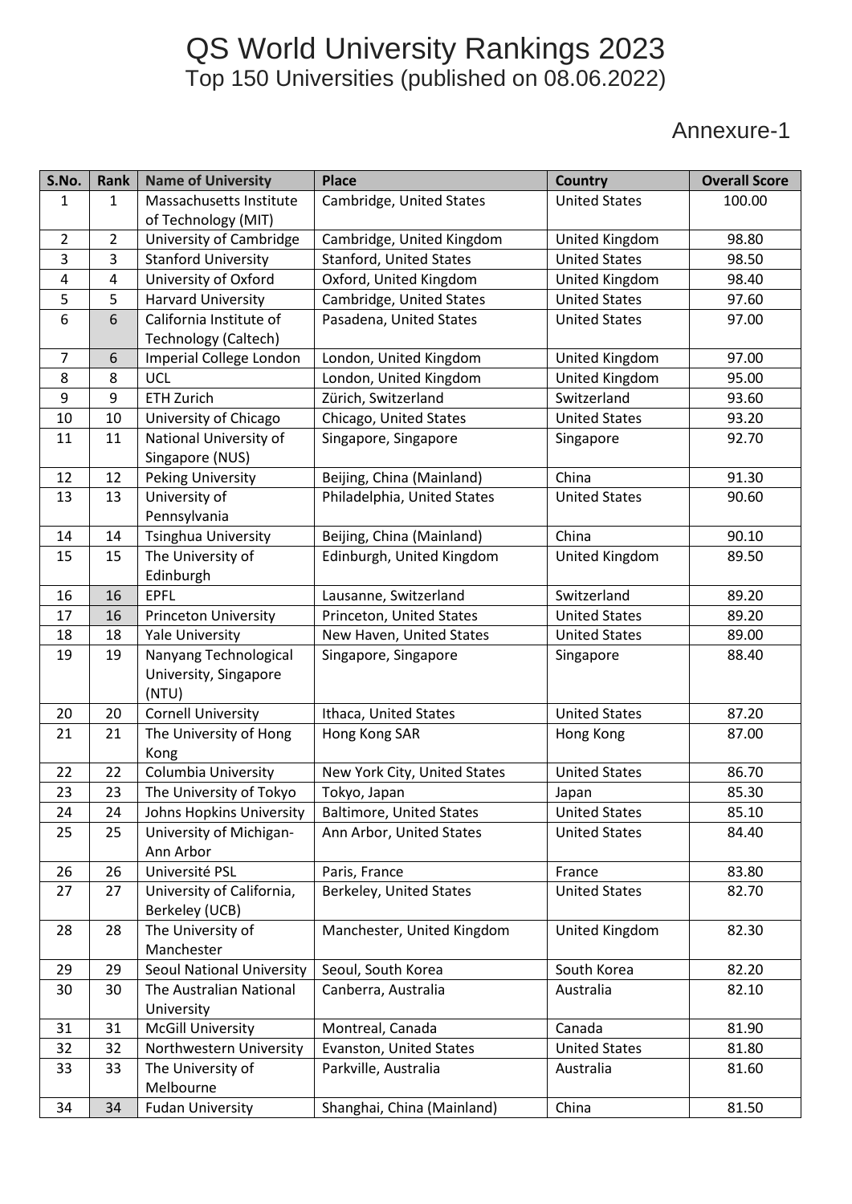# QS World University Rankings 2023

## Top 150 Universities (published on 08.06.2022)

Annexure-1

| S.No. | Rank | Name of University | Place | Country | Overall Score |
|---|---|---|---|---|---|
| 1 | 1 | Massachusetts Institute of Technology (MIT) | Cambridge, United States | United States | 100.00 |
| 2 | 2 | University of Cambridge | Cambridge, United Kingdom | United Kingdom | 98.80 |
| 3 | 3 | Stanford University | Stanford, United States | United States | 98.50 |
| 4 | 4 | University of Oxford | Oxford, United Kingdom | United Kingdom | 98.40 |
| 5 | 5 | Harvard University | Cambridge, United States | United States | 97.60 |
| 6 | 6 | California Institute of Technology (Caltech) | Pasadena, United States | United States | 97.00 |
| 7 | 6 | Imperial College London | London, United Kingdom | United Kingdom | 97.00 |
| 8 | 8 | UCL | London, United Kingdom | United Kingdom | 95.00 |
| 9 | 9 | ETH Zurich | Zürich, Switzerland | Switzerland | 93.60 |
| 10 | 10 | University of Chicago | Chicago, United States | United States | 93.20 |
| 11 | 11 | National University of Singapore (NUS) | Singapore, Singapore | Singapore | 92.70 |
| 12 | 12 | Peking University | Beijing, China (Mainland) | China | 91.30 |
| 13 | 13 | University of Pennsylvania | Philadelphia, United States | United States | 90.60 |
| 14 | 14 | Tsinghua University | Beijing, China (Mainland) | China | 90.10 |
| 15 | 15 | The University of Edinburgh | Edinburgh, United Kingdom | United Kingdom | 89.50 |
| 16 | 16 | EPFL | Lausanne, Switzerland | Switzerland | 89.20 |
| 17 | 16 | Princeton University | Princeton, United States | United States | 89.20 |
| 18 | 18 | Yale University | New Haven, United States | United States | 89.00 |
| 19 | 19 | Nanyang Technological University, Singapore (NTU) | Singapore, Singapore | Singapore | 88.40 |
| 20 | 20 | Cornell University | Ithaca, United States | United States | 87.20 |
| 21 | 21 | The University of Hong Kong | Hong Kong SAR | Hong Kong | 87.00 |
| 22 | 22 | Columbia University | New York City, United States | United States | 86.70 |
| 23 | 23 | The University of Tokyo | Tokyo, Japan | Japan | 85.30 |
| 24 | 24 | Johns Hopkins University | Baltimore, United States | United States | 85.10 |
| 25 | 25 | University of Michigan-Ann Arbor | Ann Arbor, United States | United States | 84.40 |
| 26 | 26 | Université PSL | Paris, France | France | 83.80 |
| 27 | 27 | University of California, Berkeley (UCB) | Berkeley, United States | United States | 82.70 |
| 28 | 28 | The University of Manchester | Manchester, United Kingdom | United Kingdom | 82.30 |
| 29 | 29 | Seoul National University | Seoul, South Korea | South Korea | 82.20 |
| 30 | 30 | The Australian National University | Canberra, Australia | Australia | 82.10 |
| 31 | 31 | McGill University | Montreal, Canada | Canada | 81.90 |
| 32 | 32 | Northwestern University | Evanston, United States | United States | 81.80 |
| 33 | 33 | The University of Melbourne | Parkville, Australia | Australia | 81.60 |
| 34 | 34 | Fudan University | Shanghai, China (Mainland) | China | 81.50 |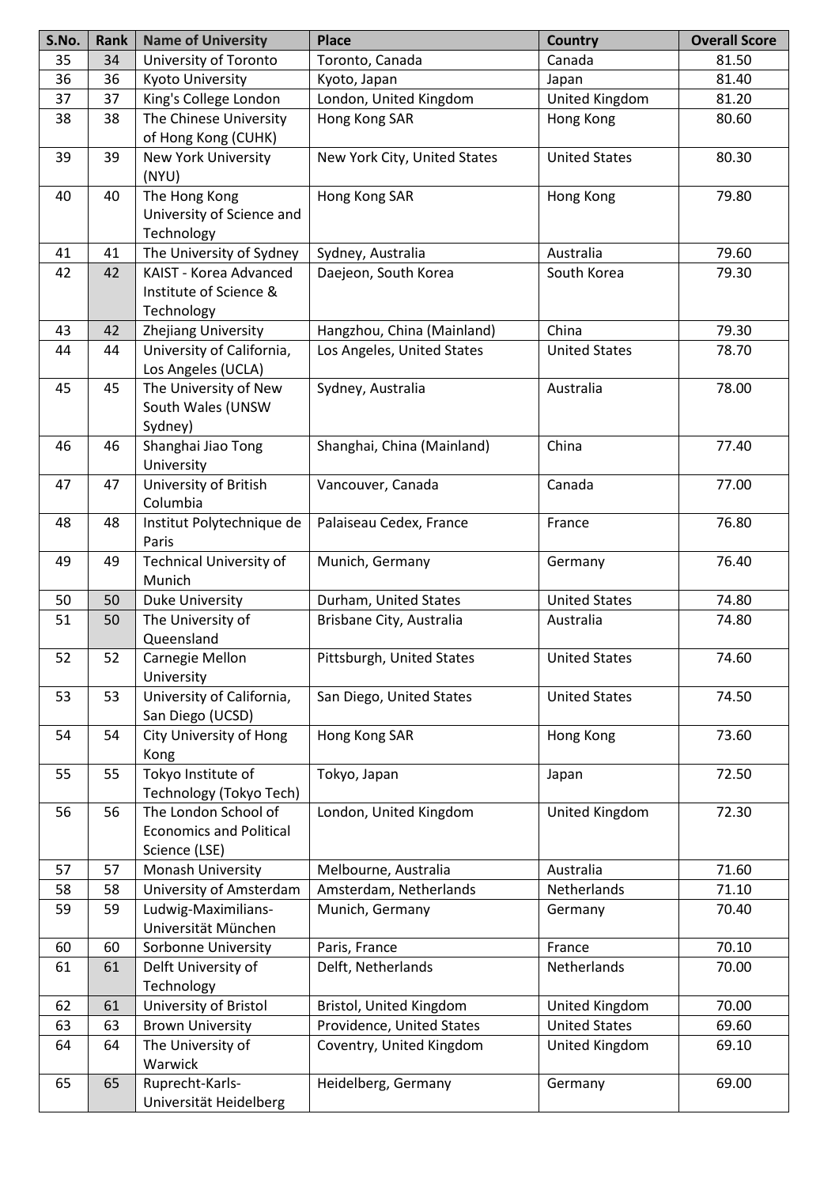| S.No. | Rank | Name of University | Place | Country | Overall Score |
| --- | --- | --- | --- | --- | --- |
| 35 | 34 | University of Toronto | Toronto, Canada | Canada | 81.50 |
| 36 | 36 | Kyoto University | Kyoto, Japan | Japan | 81.40 |
| 37 | 37 | King's College London | London, United Kingdom | United Kingdom | 81.20 |
| 38 | 38 | The Chinese University of Hong Kong (CUHK) | Hong Kong SAR | Hong Kong | 80.60 |
| 39 | 39 | New York University (NYU) | New York City, United States | United States | 80.30 |
| 40 | 40 | The Hong Kong University of Science and Technology | Hong Kong SAR | Hong Kong | 79.80 |
| 41 | 41 | The University of Sydney | Sydney, Australia | Australia | 79.60 |
| 42 | 42 | KAIST - Korea Advanced Institute of Science & Technology | Daejeon, South Korea | South Korea | 79.30 |
| 43 | 42 | Zhejiang University | Hangzhou, China (Mainland) | China | 79.30 |
| 44 | 44 | University of California, Los Angeles (UCLA) | Los Angeles, United States | United States | 78.70 |
| 45 | 45 | The University of New South Wales (UNSW Sydney) | Sydney, Australia | Australia | 78.00 |
| 46 | 46 | Shanghai Jiao Tong University | Shanghai, China (Mainland) | China | 77.40 |
| 47 | 47 | University of British Columbia | Vancouver, Canada | Canada | 77.00 |
| 48 | 48 | Institut Polytechnique de Paris | Palaiseau Cedex, France | France | 76.80 |
| 49 | 49 | Technical University of Munich | Munich, Germany | Germany | 76.40 |
| 50 | 50 | Duke University | Durham, United States | United States | 74.80 |
| 51 | 50 | The University of Queensland | Brisbane City, Australia | Australia | 74.80 |
| 52 | 52 | Carnegie Mellon University | Pittsburgh, United States | United States | 74.60 |
| 53 | 53 | University of California, San Diego (UCSD) | San Diego, United States | United States | 74.50 |
| 54 | 54 | City University of Hong Kong | Hong Kong SAR | Hong Kong | 73.60 |
| 55 | 55 | Tokyo Institute of Technology (Tokyo Tech) | Tokyo, Japan | Japan | 72.50 |
| 56 | 56 | The London School of Economics and Political Science (LSE) | London, United Kingdom | United Kingdom | 72.30 |
| 57 | 57 | Monash University | Melbourne, Australia | Australia | 71.60 |
| 58 | 58 | University of Amsterdam | Amsterdam, Netherlands | Netherlands | 71.10 |
| 59 | 59 | Ludwig-Maximilians-Universität München | Munich, Germany | Germany | 70.40 |
| 60 | 60 | Sorbonne University | Paris, France | France | 70.10 |
| 61 | 61 | Delft University of Technology | Delft, Netherlands | Netherlands | 70.00 |
| 62 | 61 | University of Bristol | Bristol, United Kingdom | United Kingdom | 70.00 |
| 63 | 63 | Brown University | Providence, United States | United States | 69.60 |
| 64 | 64 | The University of Warwick | Coventry, United Kingdom | United Kingdom | 69.10 |
| 65 | 65 | Ruprecht-Karls-Universität Heidelberg | Heidelberg, Germany | Germany | 69.00 |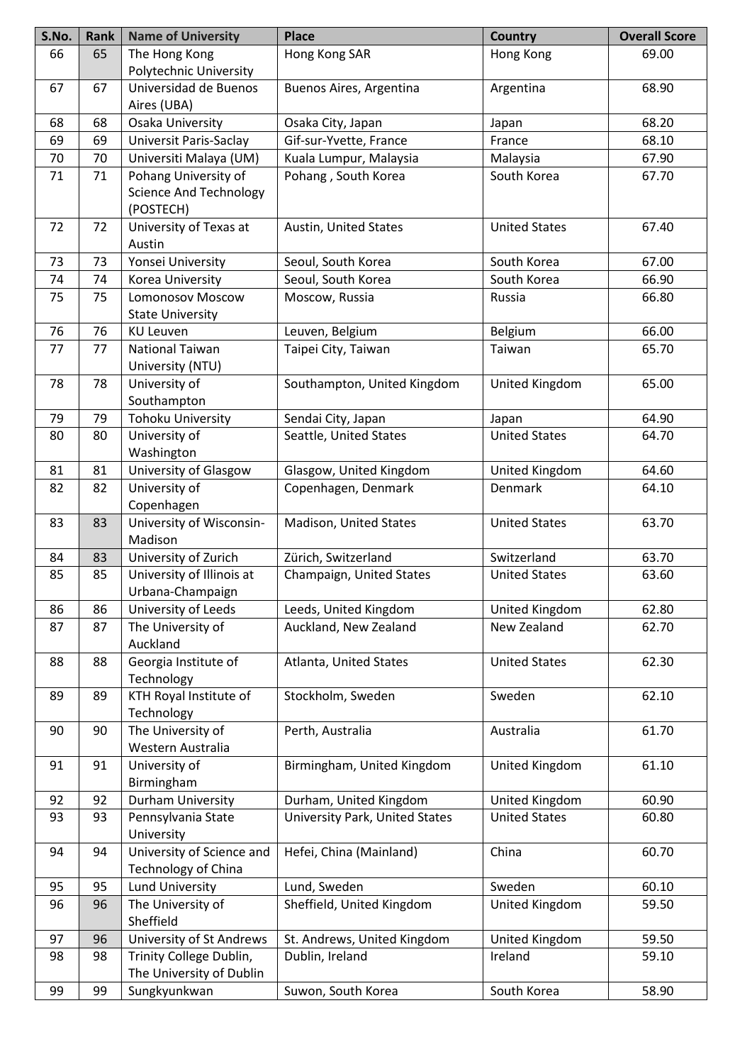| S.No. | Rank | Name of University | Place | Country | Overall Score |
|---|---|---|---|---|---|
| 66 | 65 | The Hong Kong Polytechnic University | Hong Kong SAR | Hong Kong | 69.00 |
| 67 | 67 | Universidad de Buenos Aires (UBA) | Buenos Aires, Argentina | Argentina | 68.90 |
| 68 | 68 | Osaka University | Osaka City, Japan | Japan | 68.20 |
| 69 | 69 | Universit Paris-Saclay | Gif-sur-Yvette, France | France | 68.10 |
| 70 | 70 | Universiti Malaya (UM) | Kuala Lumpur, Malaysia | Malaysia | 67.90 |
| 71 | 71 | Pohang University of Science And Technology (POSTECH) | Pohang , South Korea | South Korea | 67.70 |
| 72 | 72 | University of Texas at Austin | Austin, United States | United States | 67.40 |
| 73 | 73 | Yonsei University | Seoul, South Korea | South Korea | 67.00 |
| 74 | 74 | Korea University | Seoul, South Korea | South Korea | 66.90 |
| 75 | 75 | Lomonosov Moscow State University | Moscow, Russia | Russia | 66.80 |
| 76 | 76 | KU Leuven | Leuven, Belgium | Belgium | 66.00 |
| 77 | 77 | National Taiwan University (NTU) | Taipei City, Taiwan | Taiwan | 65.70 |
| 78 | 78 | University of Southampton | Southampton, United Kingdom | United Kingdom | 65.00 |
| 79 | 79 | Tohoku University | Sendai City, Japan | Japan | 64.90 |
| 80 | 80 | University of Washington | Seattle, United States | United States | 64.70 |
| 81 | 81 | University of Glasgow | Glasgow, United Kingdom | United Kingdom | 64.60 |
| 82 | 82 | University of Copenhagen | Copenhagen, Denmark | Denmark | 64.10 |
| 83 | 83 | University of Wisconsin-Madison | Madison, United States | United States | 63.70 |
| 84 | 83 | University of Zurich | Zürich, Switzerland | Switzerland | 63.70 |
| 85 | 85 | University of Illinois at Urbana-Champaign | Champaign, United States | United States | 63.60 |
| 86 | 86 | University of Leeds | Leeds, United Kingdom | United Kingdom | 62.80 |
| 87 | 87 | The University of Auckland | Auckland, New Zealand | New Zealand | 62.70 |
| 88 | 88 | Georgia Institute of Technology | Atlanta, United States | United States | 62.30 |
| 89 | 89 | KTH Royal Institute of Technology | Stockholm, Sweden | Sweden | 62.10 |
| 90 | 90 | The University of Western Australia | Perth, Australia | Australia | 61.70 |
| 91 | 91 | University of Birmingham | Birmingham, United Kingdom | United Kingdom | 61.10 |
| 92 | 92 | Durham University | Durham, United Kingdom | United Kingdom | 60.90 |
| 93 | 93 | Pennsylvania State University | University Park, United States | United States | 60.80 |
| 94 | 94 | University of Science and Technology of China | Hefei, China (Mainland) | China | 60.70 |
| 95 | 95 | Lund University | Lund, Sweden | Sweden | 60.10 |
| 96 | 96 | The University of Sheffield | Sheffield, United Kingdom | United Kingdom | 59.50 |
| 97 | 96 | University of St Andrews | St. Andrews, United Kingdom | United Kingdom | 59.50 |
| 98 | 98 | Trinity College Dublin, The University of Dublin | Dublin, Ireland | Ireland | 59.10 |
| 99 | 99 | Sungkyunkwan | Suwon, South Korea | South Korea | 58.90 |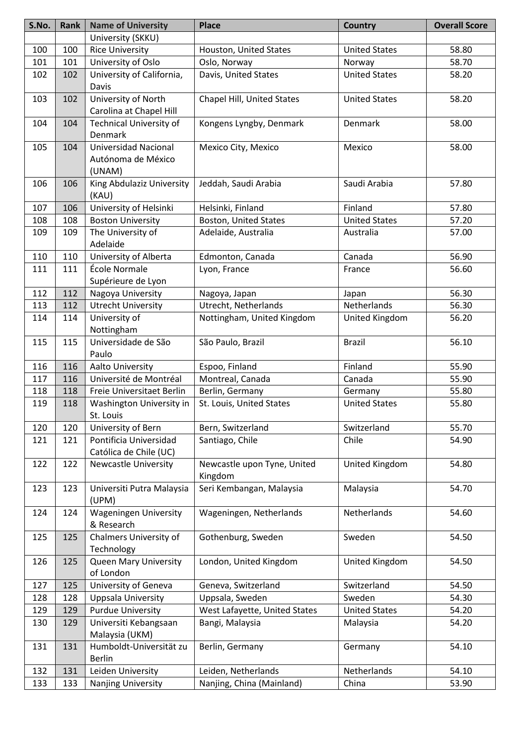| S.No. | Rank | Name of University | Place | Country | Overall Score |
|---|---|---|---|---|---|
| | | University (SKKU) | | | |
| 100 | 100 | Rice University | Houston, United States | United States | 58.80 |
| 101 | 101 | University of Oslo | Oslo, Norway | Norway | 58.70 |
| 102 | 102 | University of California, Davis | Davis, United States | United States | 58.20 |
| 103 | 102 | University of North Carolina at Chapel Hill | Chapel Hill, United States | United States | 58.20 |
| 104 | 104 | Technical University of Denmark | Kongens Lyngby, Denmark | Denmark | 58.00 |
| 105 | 104 | Universidad Nacional Autónoma de México (UNAM) | Mexico City, Mexico | Mexico | 58.00 |
| 106 | 106 | King Abdulaziz University (KAU) | Jeddah, Saudi Arabia | Saudi Arabia | 57.80 |
| 107 | 106 | University of Helsinki | Helsinki, Finland | Finland | 57.80 |
| 108 | 108 | Boston University | Boston, United States | United States | 57.20 |
| 109 | 109 | The University of Adelaide | Adelaide, Australia | Australia | 57.00 |
| 110 | 110 | University of Alberta | Edmonton, Canada | Canada | 56.90 |
| 111 | 111 | École Normale Supérieure de Lyon | Lyon, France | France | 56.60 |
| 112 | 112 | Nagoya University | Nagoya, Japan | Japan | 56.30 |
| 113 | 112 | Utrecht University | Utrecht, Netherlands | Netherlands | 56.30 |
| 114 | 114 | University of Nottingham | Nottingham, United Kingdom | United Kingdom | 56.20 |
| 115 | 115 | Universidade de São Paulo | São Paulo, Brazil | Brazil | 56.10 |
| 116 | 116 | Aalto University | Espoo, Finland | Finland | 55.90 |
| 117 | 116 | Université de Montréal | Montreal, Canada | Canada | 55.90 |
| 118 | 118 | Freie Universitaet Berlin | Berlin, Germany | Germany | 55.80 |
| 119 | 118 | Washington University in St. Louis | St. Louis, United States | United States | 55.80 |
| 120 | 120 | University of Bern | Bern, Switzerland | Switzerland | 55.70 |
| 121 | 121 | Pontificia Universidad Católica de Chile (UC) | Santiago, Chile | Chile | 54.90 |
| 122 | 122 | Newcastle University | Newcastle upon Tyne, United Kingdom | United Kingdom | 54.80 |
| 123 | 123 | Universiti Putra Malaysia (UPM) | Seri Kembangan, Malaysia | Malaysia | 54.70 |
| 124 | 124 | Wageningen University & Research | Wageningen, Netherlands | Netherlands | 54.60 |
| 125 | 125 | Chalmers University of Technology | Gothenburg, Sweden | Sweden | 54.50 |
| 126 | 125 | Queen Mary University of London | London, United Kingdom | United Kingdom | 54.50 |
| 127 | 125 | University of Geneva | Geneva, Switzerland | Switzerland | 54.50 |
| 128 | 128 | Uppsala University | Uppsala, Sweden | Sweden | 54.30 |
| 129 | 129 | Purdue University | West Lafayette, United States | United States | 54.20 |
| 130 | 129 | Universiti Kebangsaan Malaysia (UKM) | Bangi, Malaysia | Malaysia | 54.20 |
| 131 | 131 | Humboldt-Universität zu Berlin | Berlin, Germany | Germany | 54.10 |
| 132 | 131 | Leiden University | Leiden, Netherlands | Netherlands | 54.10 |
| 133 | 133 | Nanjing University | Nanjing, China (Mainland) | China | 53.90 |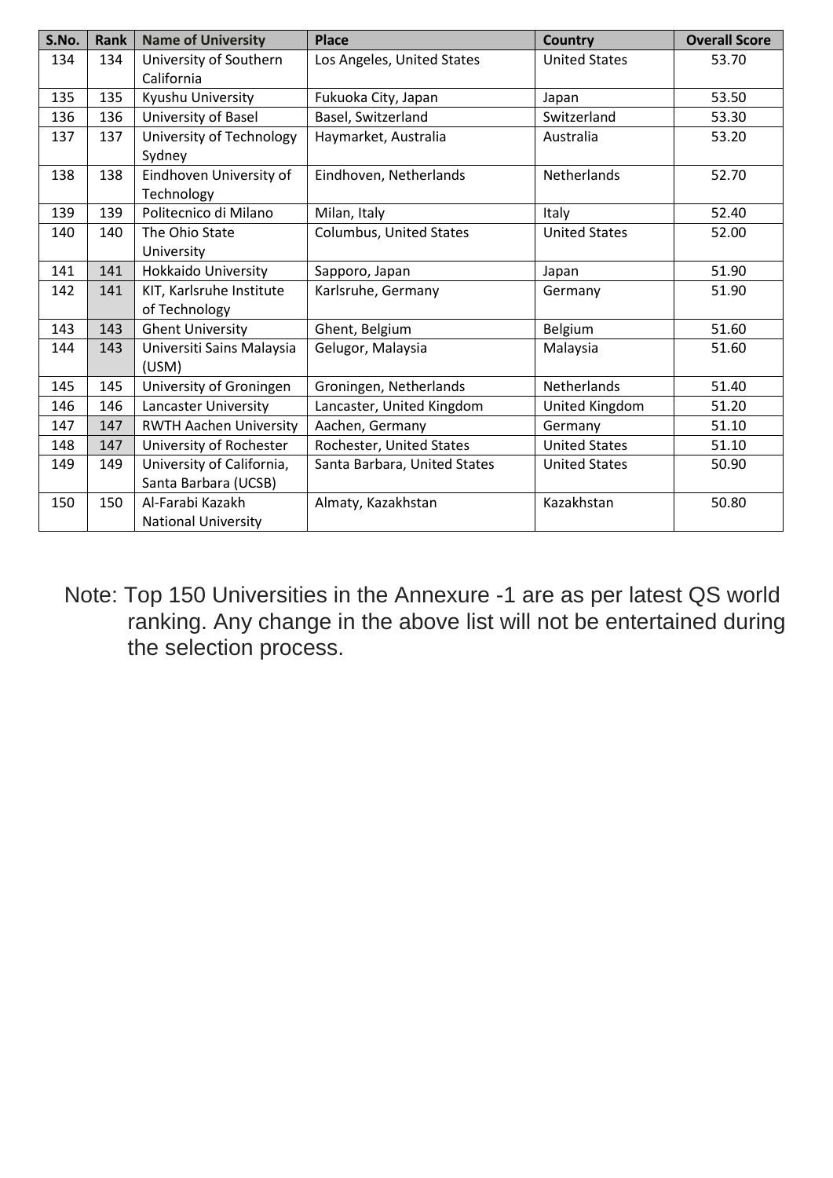| S.No. | Rank | Name of University | Place | Country | Overall Score |
|---|---|---|---|---|---|
| 134 | 134 | University of Southern California | Los Angeles, United States | United States | 53.70 |
| 135 | 135 | Kyushu University | Fukuoka City, Japan | Japan | 53.50 |
| 136 | 136 | University of Basel | Basel, Switzerland | Switzerland | 53.30 |
| 137 | 137 | University of Technology Sydney | Haymarket, Australia | Australia | 53.20 |
| 138 | 138 | Eindhoven University of Technology | Eindhoven, Netherlands | Netherlands | 52.70 |
| 139 | 139 | Politecnico di Milano | Milan, Italy | Italy | 52.40 |
| 140 | 140 | The Ohio State University | Columbus, United States | United States | 52.00 |
| 141 | 141 | Hokkaido University | Sapporo, Japan | Japan | 51.90 |
| 142 | 141 | KIT, Karlsruhe Institute of Technology | Karlsruhe, Germany | Germany | 51.90 |
| 143 | 143 | Ghent University | Ghent, Belgium | Belgium | 51.60 |
| 144 | 143 | Universiti Sains Malaysia (USM) | Gelugor, Malaysia | Malaysia | 51.60 |
| 145 | 145 | University of Groningen | Groningen, Netherlands | Netherlands | 51.40 |
| 146 | 146 | Lancaster University | Lancaster, United Kingdom | United Kingdom | 51.20 |
| 147 | 147 | RWTH Aachen University | Aachen, Germany | Germany | 51.10 |
| 148 | 147 | University of Rochester | Rochester, United States | United States | 51.10 |
| 149 | 149 | University of California, Santa Barbara (UCSB) | Santa Barbara, United States | United States | 50.90 |
| 150 | 150 | Al-Farabi Kazakh National University | Almaty, Kazakhstan | Kazakhstan | 50.80 |

Note: Top 150 Universities in the Annexure -1 are as per latest QS world ranking. Any change in the above list will not be entertained during the selection process.